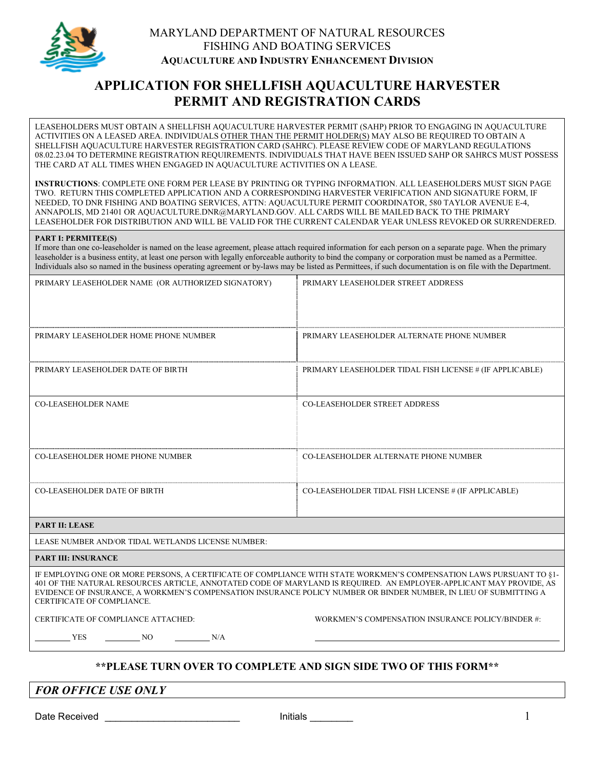MARYLAND DEPARTMENT OF NATURAL RESOURCES
FISHING AND BOATING SERVICES
AQUACULTURE AND INDUSTRY ENHANCEMENT DIVISION

# APPLICATION FOR SHELLFISH AQUACULTURE HARVESTER PERMIT AND REGISTRATION CARDS

LEASEHOLDERS MUST OBTAIN A SHELLFISH AQUACULTURE HARVESTER PERMIT (SAHP) PRIOR TO ENGAGING IN AQUACULTURE ACTIVITIES ON A LEASED AREA. INDIVIDUALS OTHER THAN THE PERMIT HOLDER(S) MAY ALSO BE REQUIRED TO OBTAIN A SHELLFISH AQUACULTURE HARVESTER REGISTRATION CARD (SAHRC). PLEASE REVIEW CODE OF MARYLAND REGULATIONS 08.02.23.04 TO DETERMINE REGISTRATION REQUIREMENTS. INDIVIDUALS THAT HAVE BEEN ISSUED SAHP OR SAHRCS MUST POSSESS THE CARD AT ALL TIMES WHEN ENGAGED IN AQUACULTURE ACTIVITIES ON A LEASE.

**INSTRUCTIONS**: COMPLETE ONE FORM PER LEASE BY PRINTING OR TYPING INFORMATION. ALL LEASEHOLDERS MUST SIGN PAGE TWO. RETURN THIS COMPLETED APPLICATION AND A CORRESPONDING HARVESTER VERIFICATION AND SIGNATURE FORM, IF NEEDED, TO DNR FISHING AND BOATING SERVICES, ATTN: AQUACULTURE PERMIT COORDINATOR, 580 TAYLOR AVENUE E-4, ANNAPOLIS, MD 21401 OR AQUACULTURE.DNR@MARYLAND.GOV. ALL CARDS WILL BE MAILED BACK TO THE PRIMARY LEASEHOLDER FOR DISTRIBUTION AND WILL BE VALID FOR THE CURRENT CALENDAR YEAR UNLESS REVOKED OR SURRENDERED.

## PART I: PERMITEE(S)

If more than one co-leaseholder is named on the lease agreement, please attach required information for each person on a separate page. When the primary leaseholder is a business entity, at least one person with legally enforceable authority to bind the company or corporation must be named as a Permittee. Individuals also so named in the business operating agreement or by-laws may be listed as Permittees, if such documentation is on file with the Department.

| | |
|---|---|
| PRIMARY LEASEHOLDER NAME (OR AUTHORIZED SIGNATORY) | PRIMARY LEASEHOLDER STREET ADDRESS |
| PRIMARY LEASEHOLDER HOME PHONE NUMBER | PRIMARY LEASEHOLDER ALTERNATE PHONE NUMBER |
| PRIMARY LEASEHOLDER DATE OF BIRTH | PRIMARY LEASEHOLDER TIDAL FISH LICENSE # (IF APPLICABLE) |
| CO-LEASEHOLDER NAME | CO-LEASEHOLDER STREET ADDRESS |
| CO-LEASEHOLDER HOME PHONE NUMBER | CO-LEASEHOLDER ALTERNATE PHONE NUMBER |
| CO-LEASEHOLDER DATE OF BIRTH | CO-LEASEHOLDER TIDAL FISH LICENSE # (IF APPLICABLE) |

## PART II: LEASE

LEASE NUMBER AND/OR TIDAL WETLANDS LICENSE NUMBER:

## PART III: INSURANCE

IF EMPLOYING ONE OR MORE PERSONS, A CERTIFICATE OF COMPLIANCE WITH STATE WORKMEN'S COMPENSATION LAWS PURSUANT TO §1-401 OF THE NATURAL RESOURCES ARTICLE, ANNOTATED CODE OF MARYLAND IS REQUIRED. AN EMPLOYER-APPLICANT MAY PROVIDE, AS EVIDENCE OF INSURANCE, A WORKMEN'S COMPENSATION INSURANCE POLICY NUMBER OR BINDER NUMBER, IN LIEU OF SUBMITTING A CERTIFICATE OF COMPLIANCE.

CERTIFICATE OF COMPLIANCE ATTACHED:

________ YES ________ NO ________ N/A

WORKMEN'S COMPENSATION INSURANCE POLICY/BINDER #: ______________________________

**\*\*PLEASE TURN OVER TO COMPLETE AND SIGN SIDE TWO OF THIS FORM\*\***

***FOR OFFICE USE ONLY***

Date Received ________________________ Initials ________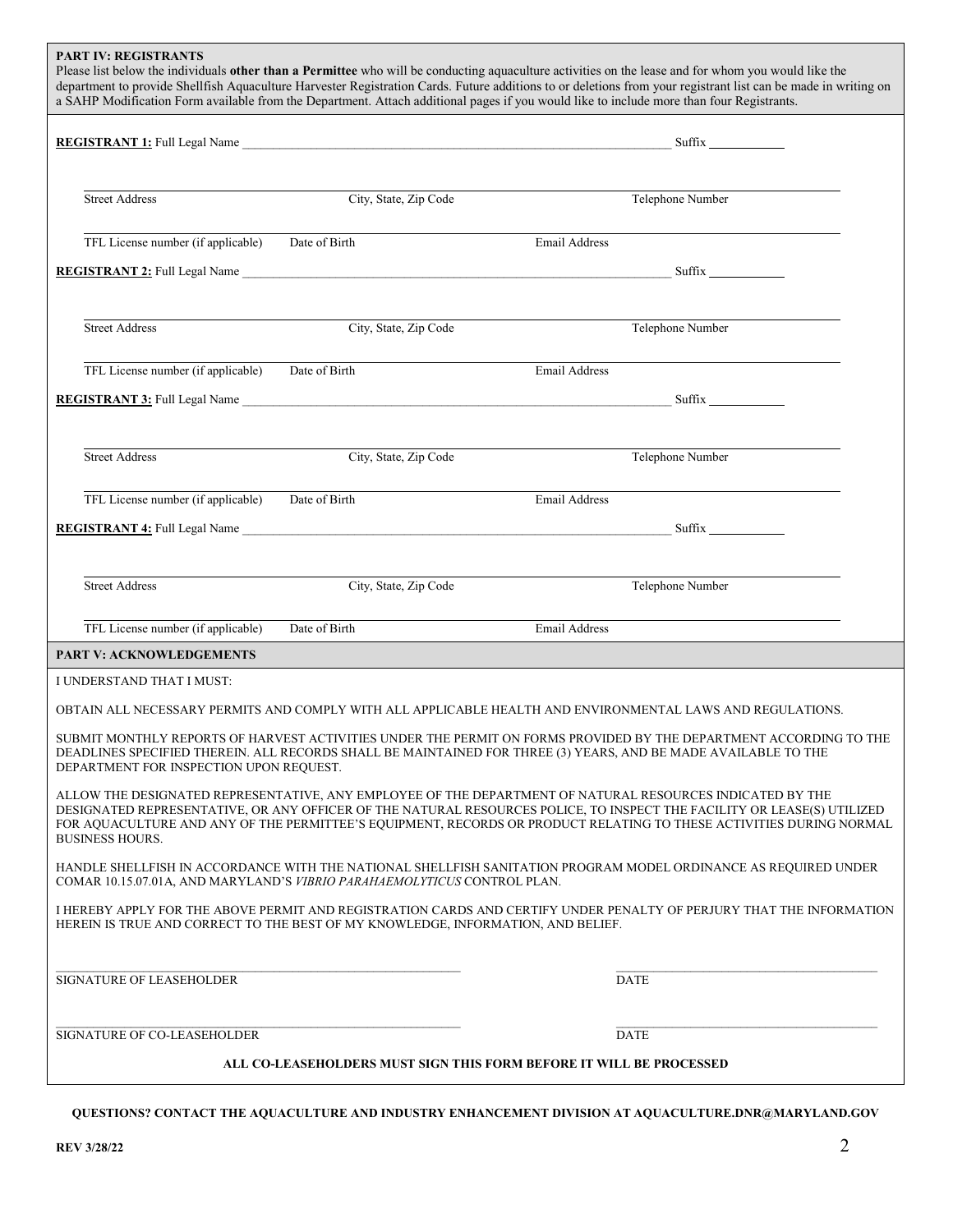## PART IV: REGISTRANTS

Please list below the individuals **other than a Permittee** who will be conducting aquaculture activities on the lease and for whom you would like the department to provide Shellfish Aquaculture Harvester Registration Cards. Future additions to or deletions from your registrant list can be made in writing on a SAHP Modification Form available from the Department. Attach additional pages if you would like to include more than four Registrants.

**REGISTRANT 1:** Full Legal Name ______________________________ Suffix __________

Street Address ______________ City, State, Zip Code ______________ Telephone Number ______________

TFL License number (if applicable) ______________ Date of Birth ______________ Email Address ______________

**REGISTRANT 2:** Full Legal Name ______________________________ Suffix __________

Street Address ______________ City, State, Zip Code ______________ Telephone Number ______________

TFL License number (if applicable) ______________ Date of Birth ______________ Email Address ______________

**REGISTRANT 3:** Full Legal Name ______________________________ Suffix __________

Street Address ______________ City, State, Zip Code ______________ Telephone Number ______________

TFL License number (if applicable) ______________ Date of Birth ______________ Email Address ______________

**REGISTRANT 4:** Full Legal Name ______________________________ Suffix __________

Street Address ______________ City, State, Zip Code ______________ Telephone Number ______________

TFL License number (if applicable) ______________ Date of Birth ______________ Email Address ______________

## PART V: ACKNOWLEDGEMENTS

I UNDERSTAND THAT I MUST:

OBTAIN ALL NECESSARY PERMITS AND COMPLY WITH ALL APPLICABLE HEALTH AND ENVIRONMENTAL LAWS AND REGULATIONS.

SUBMIT MONTHLY REPORTS OF HARVEST ACTIVITIES UNDER THE PERMIT ON FORMS PROVIDED BY THE DEPARTMENT ACCORDING TO THE DEADLINES SPECIFIED THEREIN. ALL RECORDS SHALL BE MAINTAINED FOR THREE (3) YEARS, AND BE MADE AVAILABLE TO THE DEPARTMENT FOR INSPECTION UPON REQUEST.

ALLOW THE DESIGNATED REPRESENTATIVE, ANY EMPLOYEE OF THE DEPARTMENT OF NATURAL RESOURCES INDICATED BY THE DESIGNATED REPRESENTATIVE, OR ANY OFFICER OF THE NATURAL RESOURCES POLICE, TO INSPECT THE FACILITY OR LEASE(S) UTILIZED FOR AQUACULTURE AND ANY OF THE PERMITTEE'S EQUIPMENT, RECORDS OR PRODUCT RELATING TO THESE ACTIVITIES DURING NORMAL BUSINESS HOURS.

HANDLE SHELLFISH IN ACCORDANCE WITH THE NATIONAL SHELLFISH SANITATION PROGRAM MODEL ORDINANCE AS REQUIRED UNDER COMAR 10.15.07.01A, AND MARYLAND'S *VIBRIO PARAHAEMOLYTICUS* CONTROL PLAN.

I HEREBY APPLY FOR THE ABOVE PERMIT AND REGISTRATION CARDS AND CERTIFY UNDER PENALTY OF PERJURY THAT THE INFORMATION HEREIN IS TRUE AND CORRECT TO THE BEST OF MY KNOWLEDGE, INFORMATION, AND BELIEF.

______________________________ SIGNATURE OF LEASEHOLDER ______________ DATE

______________________________ SIGNATURE OF CO-LEASEHOLDER ______________ DATE

**ALL CO-LEASEHOLDERS MUST SIGN THIS FORM BEFORE IT WILL BE PROCESSED**

**QUESTIONS? CONTACT THE AQUACULTURE AND INDUSTRY ENHANCEMENT DIVISION AT AQUACULTURE.DNR@MARYLAND.GOV**

**REV 3/28/22**